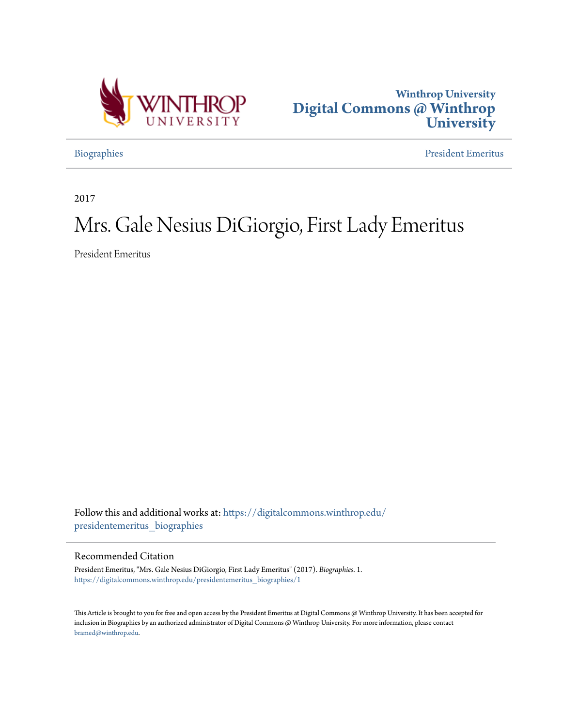Winthrop University
**Digital Commons @ Winthrop University**

Biographies

President Emeritus

2017

# Mrs. Gale Nesius DiGiorgio, First Lady Emeritus

President Emeritus

Follow this and additional works at: https://digitalcommons.winthrop.edu/presidentemeritus_biographies

## Recommended Citation

President Emeritus, "Mrs. Gale Nesius DiGiorgio, First Lady Emeritus" (2017). *Biographies*. 1.
https://digitalcommons.winthrop.edu/presidentemeritus_biographies/1

This Article is brought to you for free and open access by the President Emeritus at Digital Commons @ Winthrop University. It has been accepted for inclusion in Biographies by an authorized administrator of Digital Commons @ Winthrop University. For more information, please contact bramed@winthrop.edu.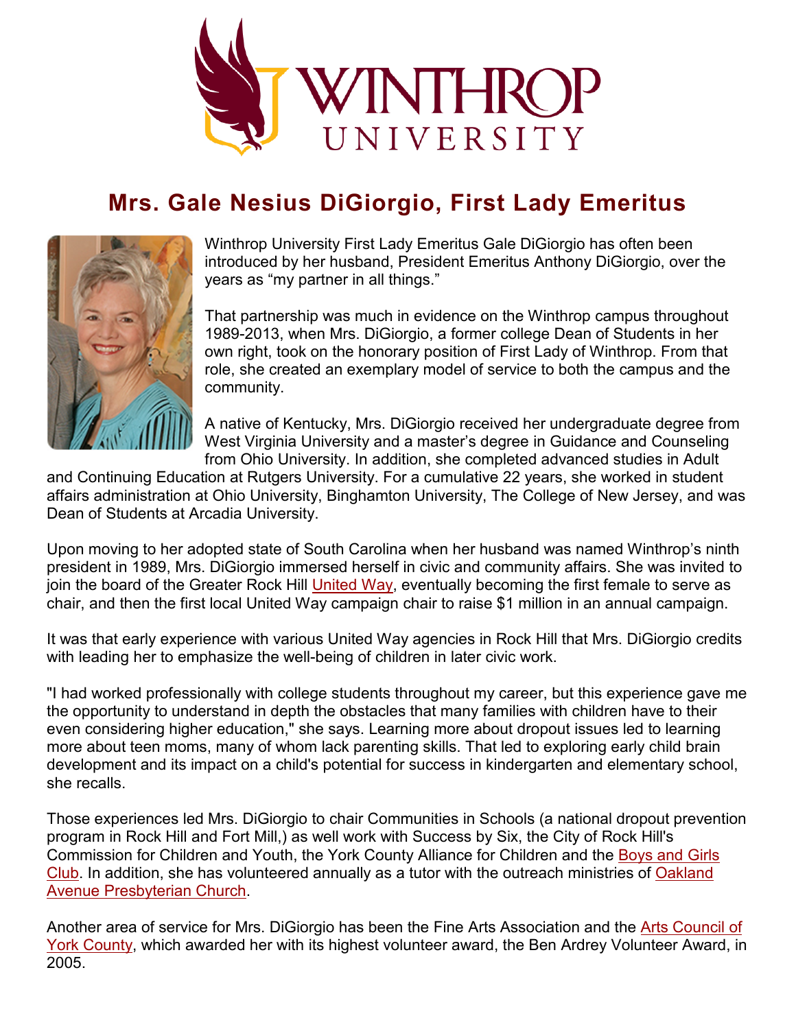# Mrs. Gale Nesius DiGiorgio, First Lady Emeritus

Winthrop University First Lady Emeritus Gale DiGiorgio has often been introduced by her husband, President Emeritus Anthony DiGiorgio, over the years as "my partner in all things."

That partnership was much in evidence on the Winthrop campus throughout 1989-2013, when Mrs. DiGiorgio, a former college Dean of Students in her own right, took on the honorary position of First Lady of Winthrop. From that role, she created an exemplary model of service to both the campus and the community.

A native of Kentucky, Mrs. DiGiorgio received her undergraduate degree from West Virginia University and a master's degree in Guidance and Counseling from Ohio University. In addition, she completed advanced studies in Adult and Continuing Education at Rutgers University. For a cumulative 22 years, she worked in student affairs administration at Ohio University, Binghamton University, The College of New Jersey, and was Dean of Students at Arcadia University.

Upon moving to her adopted state of South Carolina when her husband was named Winthrop's ninth president in 1989, Mrs. DiGiorgio immersed herself in civic and community affairs. She was invited to join the board of the Greater Rock Hill United Way, eventually becoming the first female to serve as chair, and then the first local United Way campaign chair to raise $1 million in an annual campaign.

It was that early experience with various United Way agencies in Rock Hill that Mrs. DiGiorgio credits with leading her to emphasize the well-being of children in later civic work.

"I had worked professionally with college students throughout my career, but this experience gave me the opportunity to understand in depth the obstacles that many families with children have to their even considering higher education," she says. Learning more about dropout issues led to learning more about teen moms, many of whom lack parenting skills. That led to exploring early child brain development and its impact on a child's potential for success in kindergarten and elementary school, she recalls.

Those experiences led Mrs. DiGiorgio to chair Communities in Schools (a national dropout prevention program in Rock Hill and Fort Mill,) as well work with Success by Six, the City of Rock Hill's Commission for Children and Youth, the York County Alliance for Children and the Boys and Girls Club. In addition, she has volunteered annually as a tutor with the outreach ministries of Oakland Avenue Presbyterian Church.

Another area of service for Mrs. DiGiorgio has been the Fine Arts Association and the Arts Council of York County, which awarded her with its highest volunteer award, the Ben Ardrey Volunteer Award, in 2005.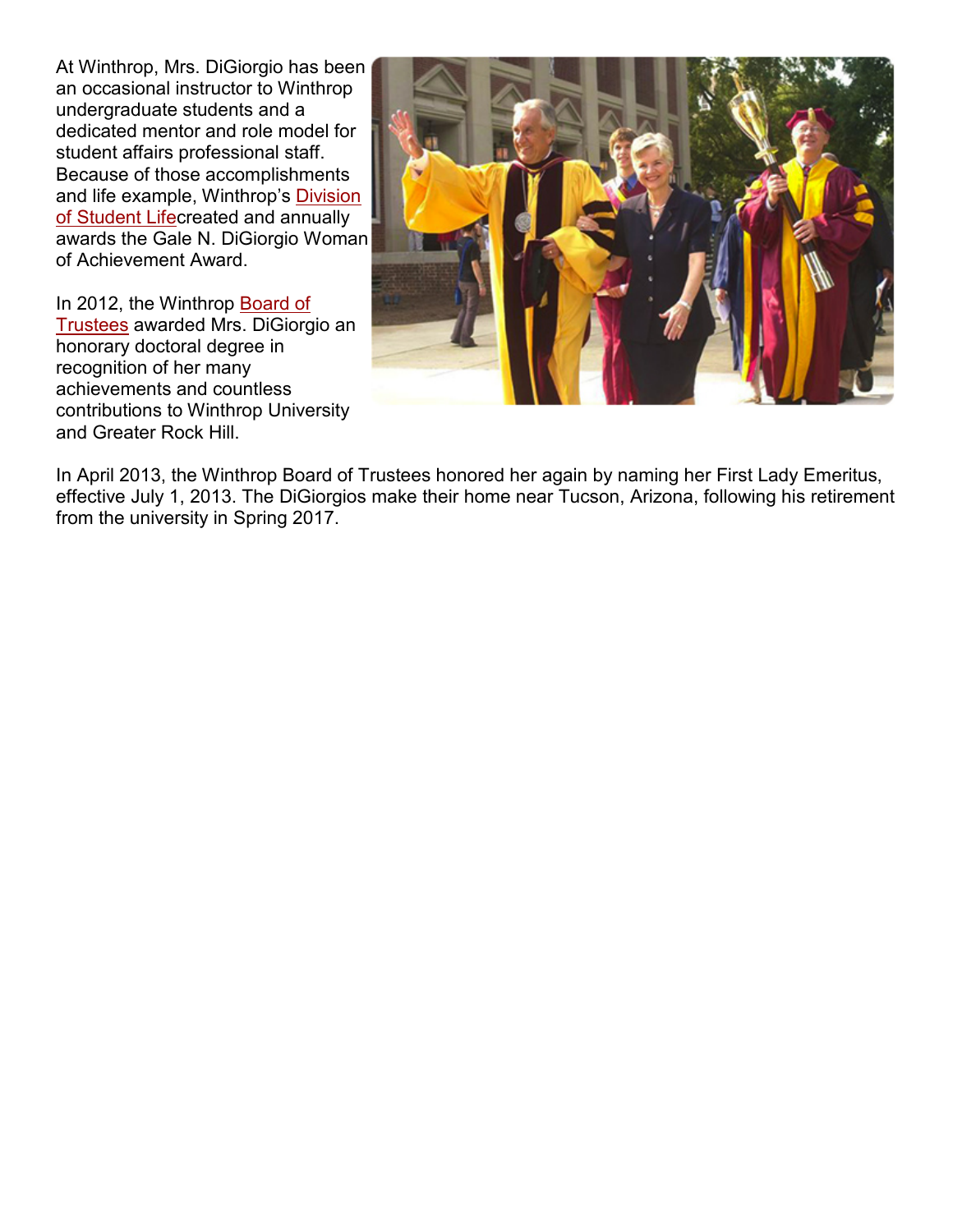At Winthrop, Mrs. DiGiorgio has been an occasional instructor to Winthrop undergraduate students and a dedicated mentor and role model for student affairs professional staff. Because of those accomplishments and life example, Winthrop's Division of Student Lifecreated and annually awards the Gale N. DiGiorgio Woman of Achievement Award.

In 2012, the Winthrop Board of Trustees awarded Mrs. DiGiorgio an honorary doctoral degree in recognition of her many achievements and countless contributions to Winthrop University and Greater Rock Hill.

In April 2013, the Winthrop Board of Trustees honored her again by naming her First Lady Emeritus, effective July 1, 2013. The DiGiorgios make their home near Tucson, Arizona, following his retirement from the university in Spring 2017.